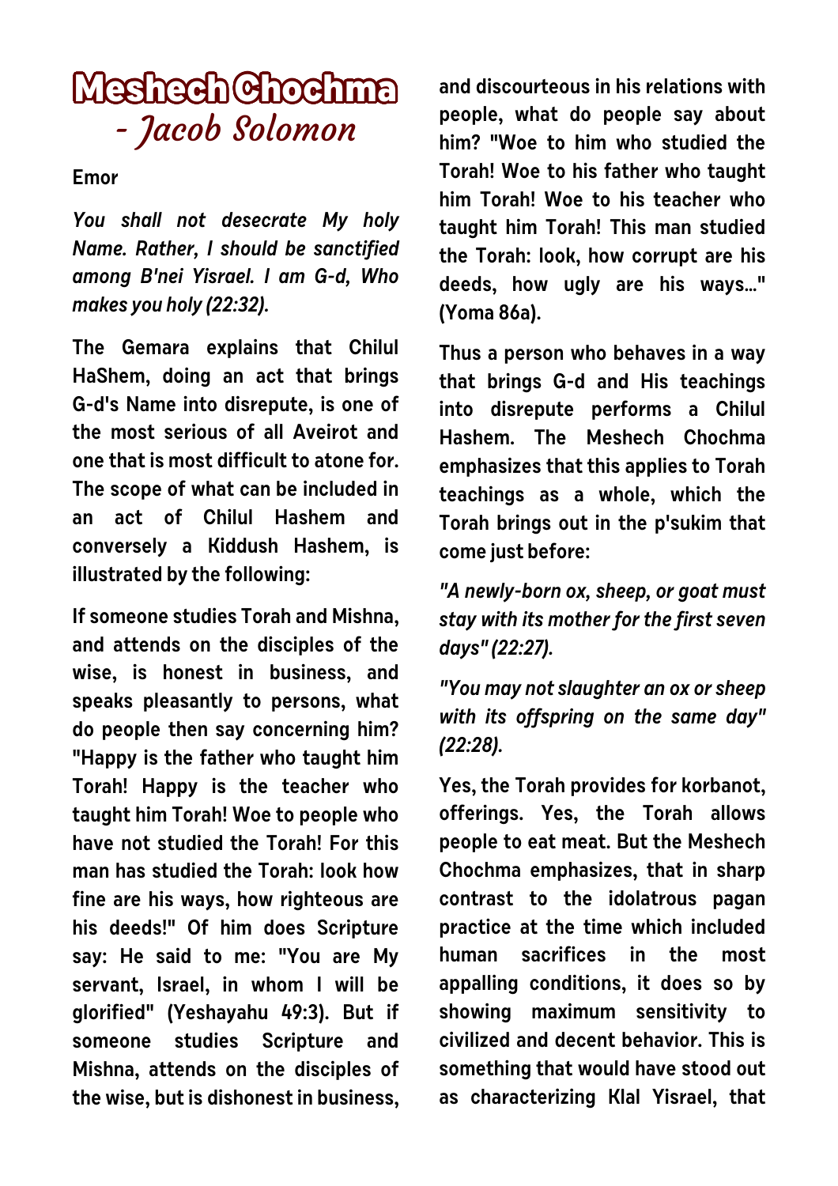# Meshech Chochma

## - Jacob Solomon

**Emor**

***You shall not desecrate My holy Name. Rather, I should be sanctified among B'nei Yisrael. I am G-d, Who makes you holy (22:32).***

**The Gemara explains that Chilul HaShem, doing an act that brings G-d's Name into disrepute, is one of the most serious of all Aveirot and one that is most difficult to atone for. The scope of what can be included in an act of Chilul Hashem and conversely a Kiddush Hashem, is illustrated by the following:**

**If someone studies Torah and Mishna, and attends on the disciples of the wise, is honest in business, and speaks pleasantly to persons, what do people then say concerning him? "Happy is the father who taught him Torah! Happy is the teacher who taught him Torah! Woe to people who have not studied the Torah! For this man has studied the Torah: look how fine are his ways, how righteous are his deeds!" Of him does Scripture say: He said to me: "You are My servant, Israel, in whom I will be glorified" (Yeshayahu 49:3). But if someone studies Scripture and Mishna, attends on the disciples of the wise, but is dishonest in business, and discourteous in his relations with people, what do people say about him? "Woe to him who studied the Torah! Woe to his father who taught him Torah! Woe to his teacher who taught him Torah! This man studied the Torah: look, how corrupt are his deeds, how ugly are his ways…" (Yoma 86a).**

**Thus a person who behaves in a way that brings G-d and His teachings into disrepute performs a Chilul Hashem. The Meshech Chochma emphasizes that this applies to Torah teachings as a whole, which the Torah brings out in the p'sukim that come just before:**

***"A newly-born ox, sheep, or goat must stay with its mother for the first seven days" (22:27).***

***"You may not slaughter an ox or sheep with its offspring on the same day" (22:28).***

**Yes, the Torah provides for korbanot, offerings. Yes, the Torah allows people to eat meat. But the Meshech Chochma emphasizes, that in sharp contrast to the idolatrous pagan practice at the time which included human sacrifices in the most appalling conditions, it does so by showing maximum sensitivity to civilized and decent behavior. This is something that would have stood out as characterizing Klal Yisrael, that**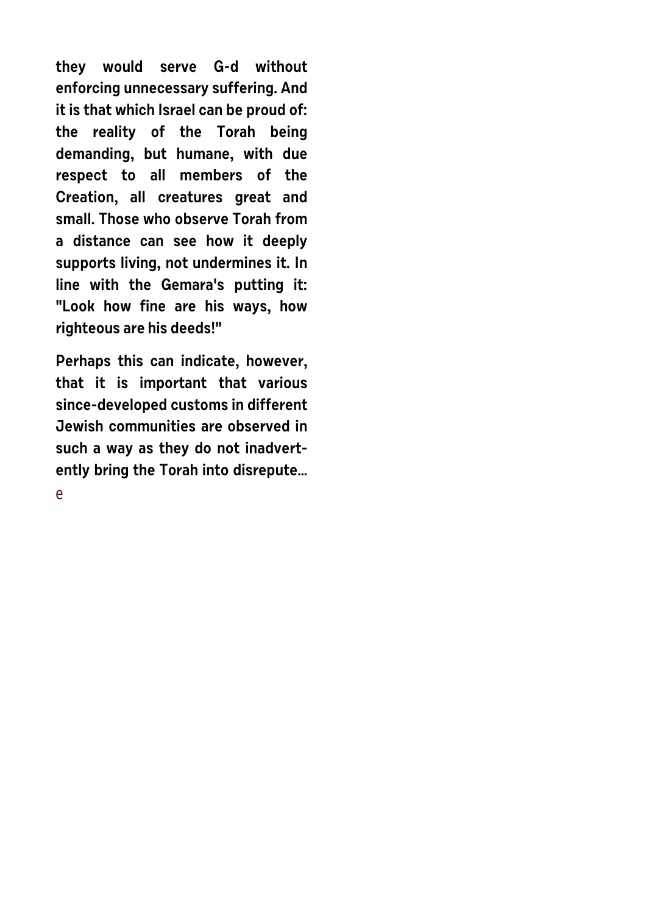**they would serve G-d without enforcing unnecessary suffering. And it is that which Israel can be proud of: the reality of the Torah being demanding, but humane, with due respect to all members of the Creation, all creatures great and small. Those who observe Torah from a distance can see how it deeply supports living, not undermines it. In line with the Gemara's putting it: "Look how fine are his ways, how righteous are his deeds!"**

**Perhaps this can indicate, however, that it is important that various since-developed customs in different Jewish communities are observed in such a way as they do not inadvertently bring the Torah into disrepute...**

e